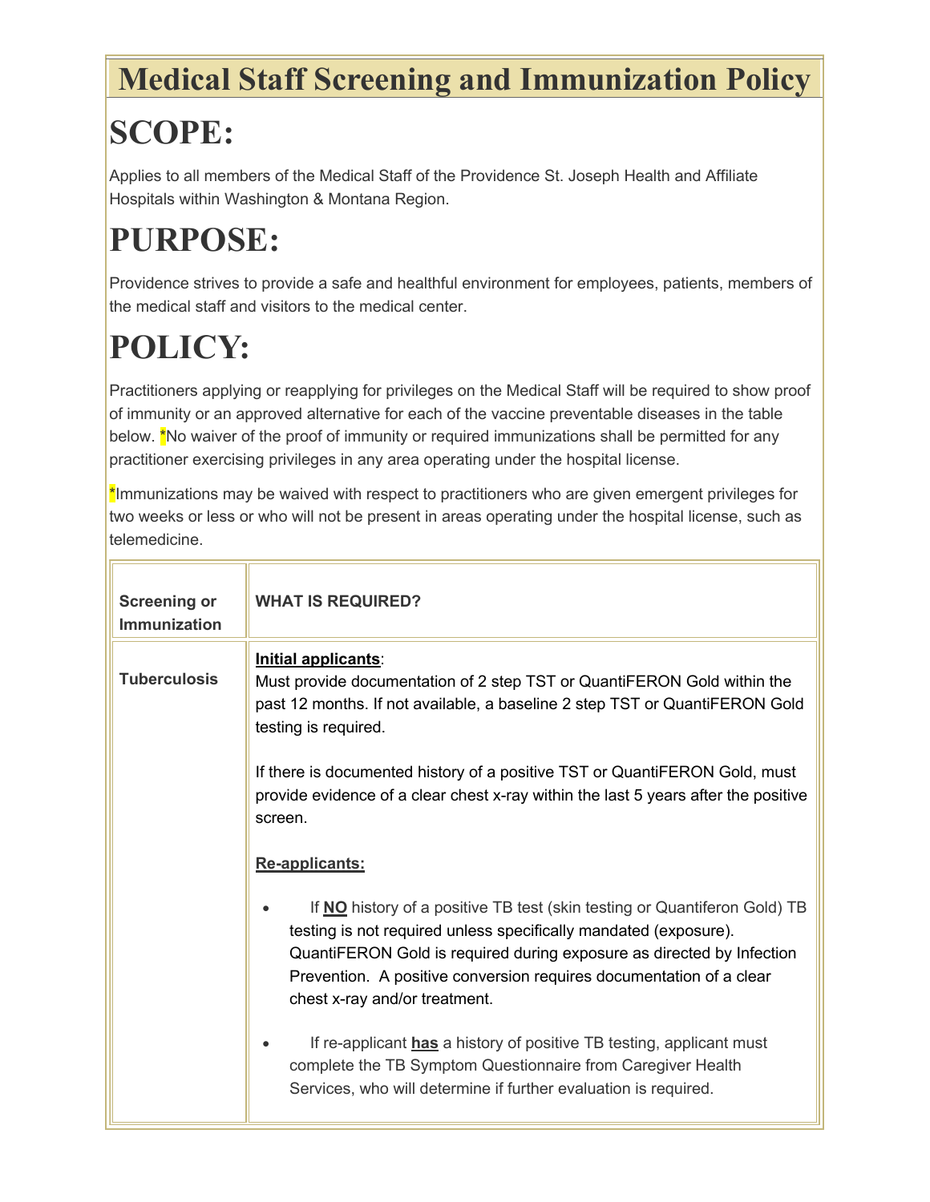# Medical Staff Screening and Immunization Policy

# SCOPE:

Applies to all members of the Medical Staff of the Providence St. Joseph Health and Affiliate Hospitals within Washington & Montana Region.

# PURPOSE:

Providence strives to provide a safe and healthful environment for employees, patients, members of the medical staff and visitors to the medical center.

# POLICY:

Practitioners applying or reapplying for privileges on the Medical Staff will be required to show proof of immunity or an approved alternative for each of the vaccine preventable diseases in the table below. *No waiver of the proof of immunity or required immunizations shall be permitted for any practitioner exercising privileges in any area operating under the hospital license.

*Immunizations may be waived with respect to practitioners who are given emergent privileges for two weeks or less or who will not be present in areas operating under the hospital license, such as telemedicine.

| **Screening or Immunization** | **WHAT IS REQUIRED?** |
|---|---|
| **Tuberculosis** | **<u>Initial applicants</u>**:<br>Must provide documentation of 2 step TST or QuantiFERON Gold within the past 12 months. If not available, a baseline 2 step TST or QuantiFERON Gold testing is required.<br><br>If there is documented history of a positive TST or QuantiFERON Gold, must provide evidence of a clear chest x-ray within the last 5 years after the positive screen.<br><br>**<u>Re-applicants:</u>**<br><br>• If **<u>NO</u>** history of a positive TB test (skin testing or Quantiferon Gold) TB testing is not required unless specifically mandated (exposure). QuantiFERON Gold is required during exposure as directed by Infection Prevention. A positive conversion requires documentation of a clear chest x-ray and/or treatment.<br><br>• If re-applicant **<u>has</u>** a history of positive TB testing, applicant must complete the TB Symptom Questionnaire from Caregiver Health Services, who will determine if further evaluation is required. |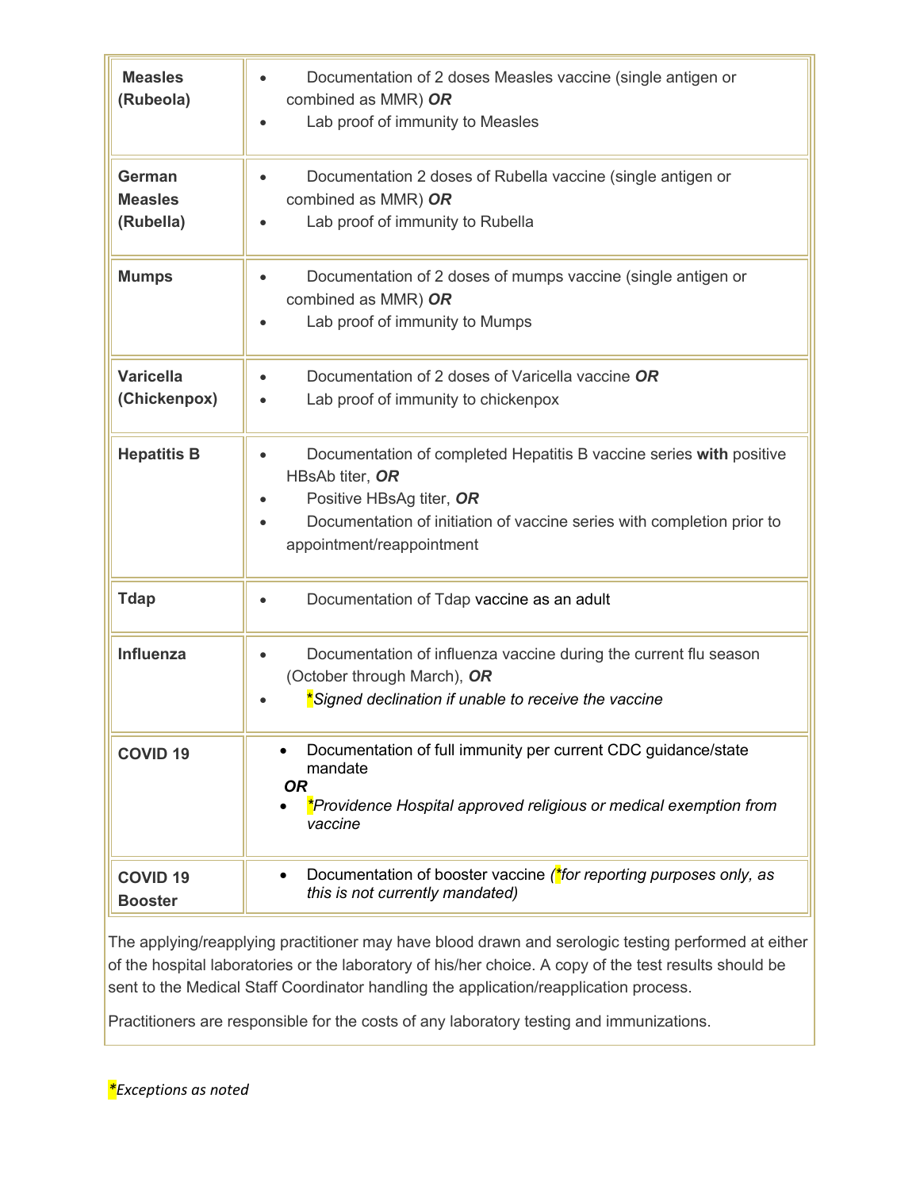| | |
|---|---|
| **Measles (Rubeola)** | • Documentation of 2 doses Measles vaccine (single antigen or combined as MMR) ***OR*** <br> • Lab proof of immunity to Measles |
| **German Measles (Rubella)** | • Documentation 2 doses of Rubella vaccine (single antigen or combined as MMR) ***OR*** <br> • Lab proof of immunity to Rubella |
| **Mumps** | • Documentation of 2 doses of mumps vaccine (single antigen or combined as MMR) ***OR*** <br> • Lab proof of immunity to Mumps |
| **Varicella (Chickenpox)** | • Documentation of 2 doses of Varicella vaccine ***OR*** <br> • Lab proof of immunity to chickenpox |
| **Hepatitis B** | • Documentation of completed Hepatitis B vaccine series **with** positive HBsAb titer, ***OR*** <br> • Positive HBsAg titer, ***OR*** <br> • Documentation of initiation of vaccine series with completion prior to appointment/reappointment |
| **Tdap** | • Documentation of Tdap vaccine as an adult |
| **Influenza** | • Documentation of influenza vaccine during the current flu season (October through March), ***OR*** <br> • **Signed declination if unable to receive the vaccine* |
| **COVID 19** | • Documentation of full immunity per current CDC guidance/state mandate <br> ***OR*** <br> • **Providence Hospital approved religious or medical exemption from vaccine* |
| **COVID 19 Booster** | • Documentation of booster vaccine (**for reporting purposes only, as this is not currently mandated)* |

The applying/reapplying practitioner may have blood drawn and serologic testing performed at either of the hospital laboratories or the laboratory of his/her choice. A copy of the test results should be sent to the Medical Staff Coordinator handling the application/reapplication process.

Practitioners are responsible for the costs of any laboratory testing and immunizations.

**Exceptions as noted*